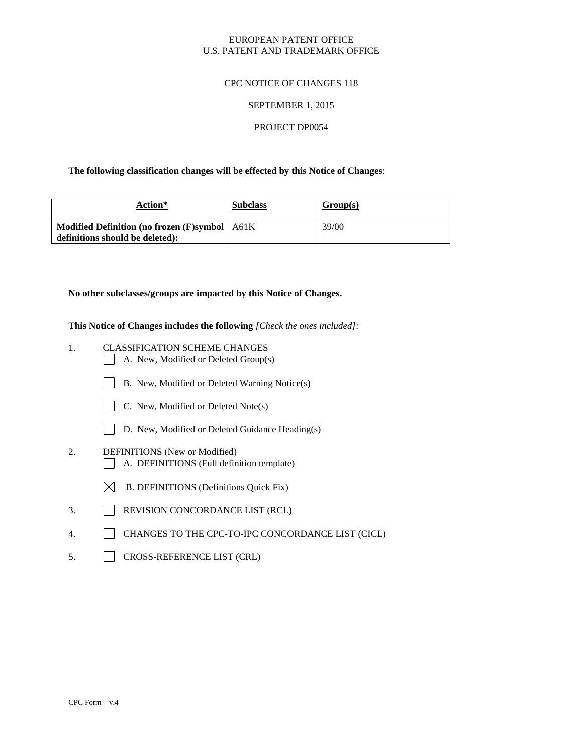EUROPEAN PATENT OFFICE
U.S. PATENT AND TRADEMARK OFFICE

CPC NOTICE OF CHANGES 118

SEPTEMBER 1, 2015

PROJECT DP0054

**The following classification changes will be effected by this Notice of Changes**:

| Action* | Subclass | Group(s) |
|---|---|---|
| **Modified Definition (no frozen (F)symbol definitions should be deleted):** | A61K | 39/00 |

**No other subclasses/groups are impacted by this Notice of Changes.**

**This Notice of Changes includes the following** *[Check the ones included]:*

1. CLASSIFICATION SCHEME CHANGES
   - ☐ A. New, Modified or Deleted Group(s)
   - ☐ B. New, Modified or Deleted Warning Notice(s)
   - ☐ C. New, Modified or Deleted Note(s)
   - ☐ D. New, Modified or Deleted Guidance Heading(s)
2. DEFINITIONS (New or Modified)
   - ☐ A. DEFINITIONS (Full definition template)
   - ☒ B. DEFINITIONS (Definitions Quick Fix)
3. ☐ REVISION CONCORDANCE LIST (RCL)
4. ☐ CHANGES TO THE CPC-TO-IPC CONCORDANCE LIST (CICL)
5. ☐ CROSS-REFERENCE LIST (CRL)

CPC Form – v.4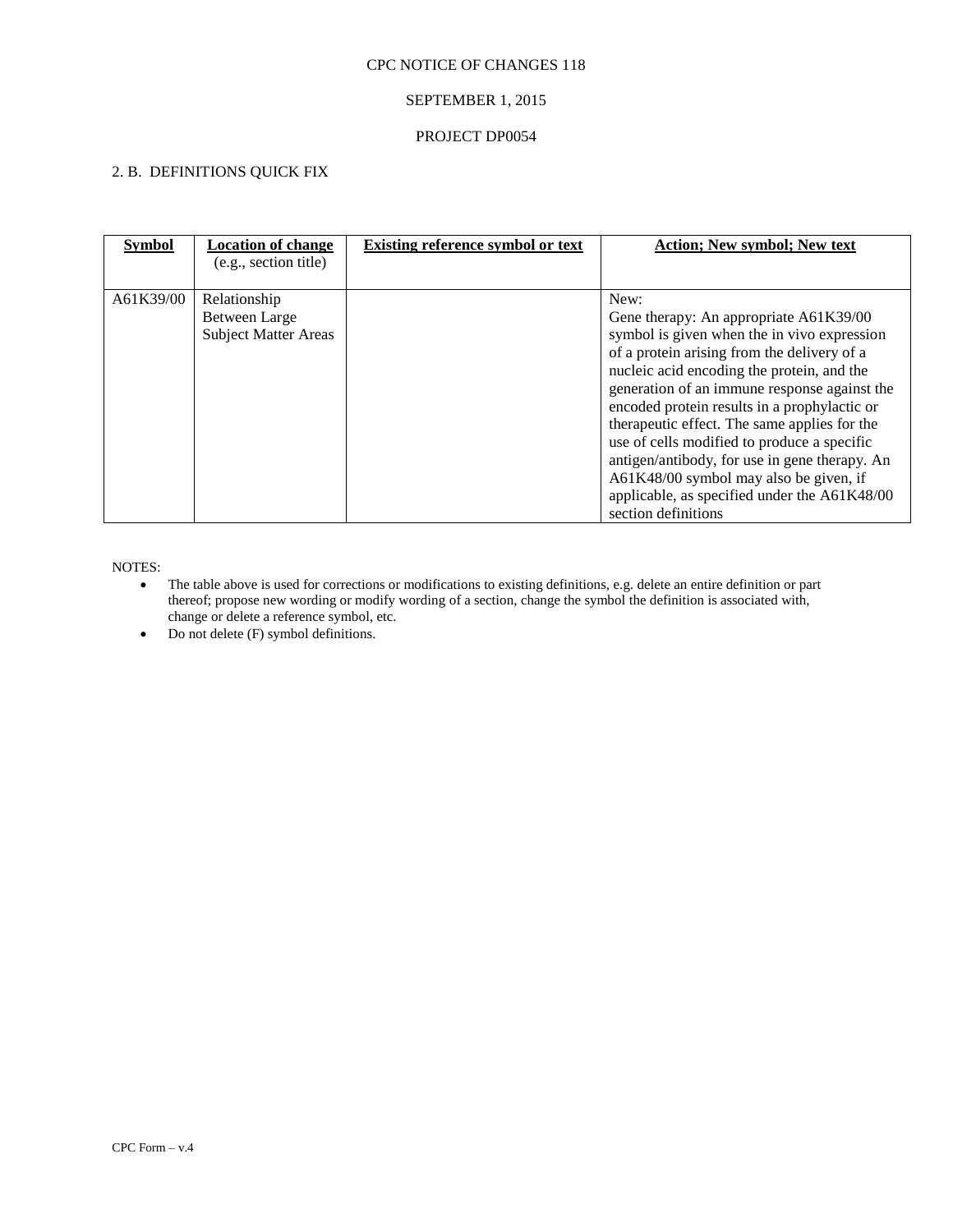CPC NOTICE OF CHANGES 118

SEPTEMBER 1, 2015

PROJECT DP0054

## 2. B. DEFINITIONS QUICK FIX

| **Symbol** | **Location of change** (e.g., section title) | **Existing reference symbol or text** | **Action; New symbol; New text** |
|---|---|---|---|
| A61K39/00 | Relationship Between Large Subject Matter Areas | | New:<br>Gene therapy: An appropriate A61K39/00 symbol is given when the in vivo expression of a protein arising from the delivery of a nucleic acid encoding the protein, and the generation of an immune response against the encoded protein results in a prophylactic or therapeutic effect. The same applies for the use of cells modified to produce a specific antigen/antibody, for use in gene therapy. An A61K48/00 symbol may also be given, if applicable, as specified under the A61K48/00 section definitions |

NOTES:

- The table above is used for corrections or modifications to existing definitions, e.g. delete an entire definition or part thereof; propose new wording or modify wording of a section, change the symbol the definition is associated with, change or delete a reference symbol, etc.
- Do not delete (F) symbol definitions.

CPC Form – v.4